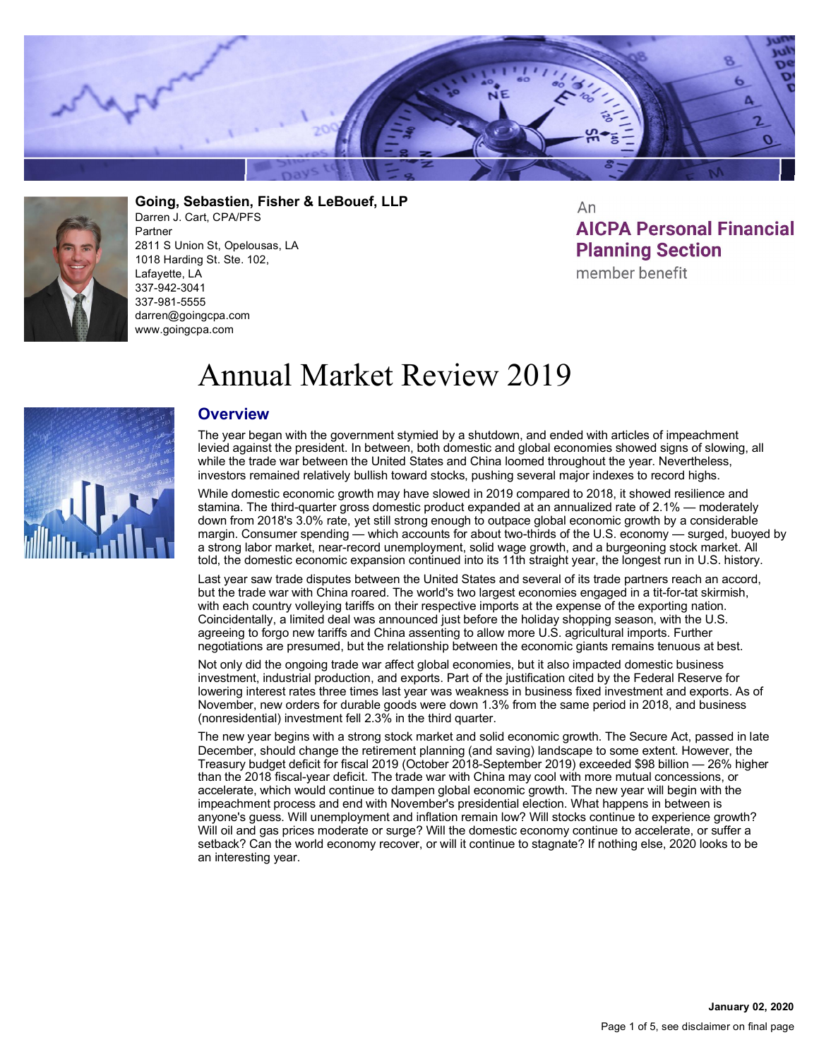**Going, Sebastien, Fisher & LeBouef, LLP**
Darren J. Cart, CPA/PFS
Partner
2811 S Union St, Opelousas, LA
1018 Harding St. Ste. 102,
Lafayette, LA
337-942-3041
337-981-5555
darren@goingcpa.com
www.goingcpa.com

An
**AICPA Personal Financial Planning Section**
member benefit

# Annual Market Review 2019

## Overview

The year began with the government stymied by a shutdown, and ended with articles of impeachment levied against the president. In between, both domestic and global economies showed signs of slowing, all while the trade war between the United States and China loomed throughout the year. Nevertheless, investors remained relatively bullish toward stocks, pushing several major indexes to record highs.

While domestic economic growth may have slowed in 2019 compared to 2018, it showed resilience and stamina. The third-quarter gross domestic product expanded at an annualized rate of 2.1% — moderately down from 2018's 3.0% rate, yet still strong enough to outpace global economic growth by a considerable margin. Consumer spending — which accounts for about two-thirds of the U.S. economy — surged, buoyed by a strong labor market, near-record unemployment, solid wage growth, and a burgeoning stock market. All told, the domestic economic expansion continued into its 11th straight year, the longest run in U.S. history.

Last year saw trade disputes between the United States and several of its trade partners reach an accord, but the trade war with China roared. The world's two largest economies engaged in a tit-for-tat skirmish, with each country volleying tariffs on their respective imports at the expense of the exporting nation. Coincidentally, a limited deal was announced just before the holiday shopping season, with the U.S. agreeing to forgo new tariffs and China assenting to allow more U.S. agricultural imports. Further negotiations are presumed, but the relationship between the economic giants remains tenuous at best.

Not only did the ongoing trade war affect global economies, but it also impacted domestic business investment, industrial production, and exports. Part of the justification cited by the Federal Reserve for lowering interest rates three times last year was weakness in business fixed investment and exports. As of November, new orders for durable goods were down 1.3% from the same period in 2018, and business (nonresidential) investment fell 2.3% in the third quarter.

The new year begins with a strong stock market and solid economic growth. The Secure Act, passed in late December, should change the retirement planning (and saving) landscape to some extent. However, the Treasury budget deficit for fiscal 2019 (October 2018-September 2019) exceeded $98 billion — 26% higher than the 2018 fiscal-year deficit. The trade war with China may cool with more mutual concessions, or accelerate, which would continue to dampen global economic growth. The new year will begin with the impeachment process and end with November's presidential election. What happens in between is anyone's guess. Will unemployment and inflation remain low? Will stocks continue to experience growth? Will oil and gas prices moderate or surge? Will the domestic economy continue to accelerate, or suffer a setback? Can the world economy recover, or will it continue to stagnate? If nothing else, 2020 looks to be an interesting year.

**January 02, 2020**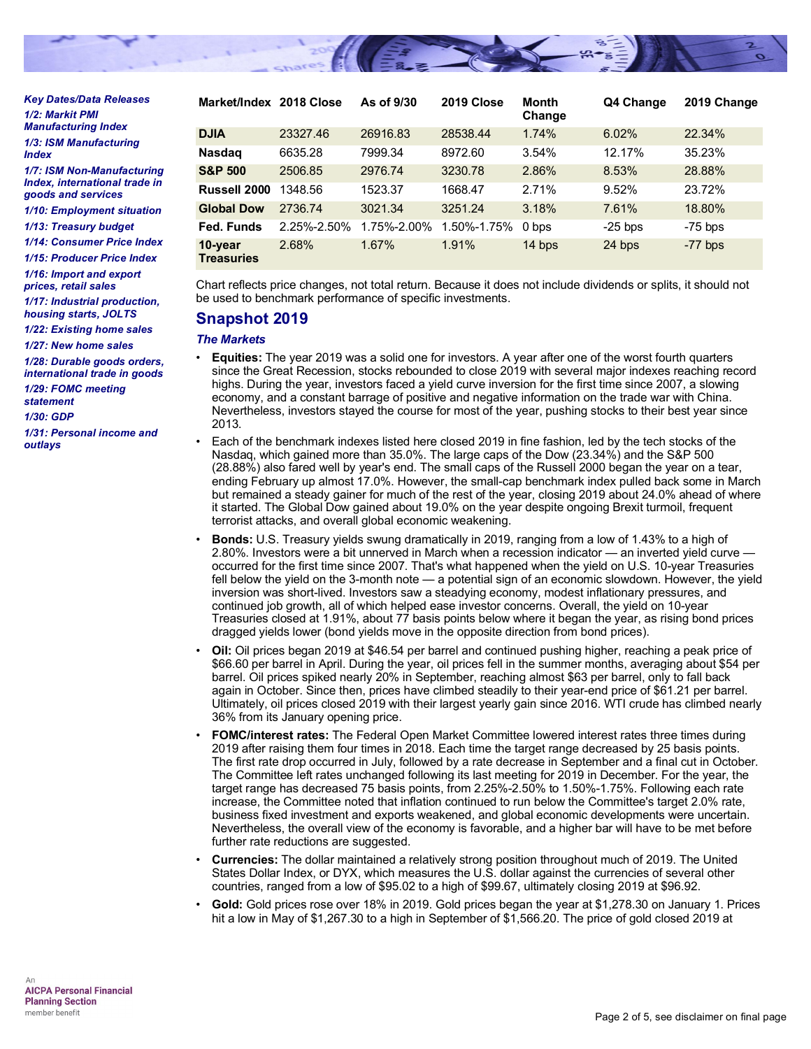**Key Dates/Data Releases**

*1/2: Markit PMI Manufacturing Index*

*1/3: ISM Manufacturing Index*

*1/7: ISM Non-Manufacturing Index, international trade in goods and services*

*1/10: Employment situation*

*1/13: Treasury budget*

*1/14: Consumer Price Index*

*1/15: Producer Price Index*

*1/16: Import and export prices, retail sales*

*1/17: Industrial production, housing starts, JOLTS*

*1/22: Existing home sales*

*1/27: New home sales*

*1/28: Durable goods orders, international trade in goods*

*1/29: FOMC meeting statement*

*1/30: GDP*

*1/31: Personal income and outlays*

| Market/Index | 2018 Close | As of 9/30 | 2019 Close | Month Change | Q4 Change | 2019 Change |
|---|---|---|---|---|---|---|
| **DJIA** | 23327.46 | 26916.83 | 28538.44 | 1.74% | 6.02% | 22.34% |
| **Nasdaq** | 6635.28 | 7999.34 | 8972.60 | 3.54% | 12.17% | 35.23% |
| **S&P 500** | 2506.85 | 2976.74 | 3230.78 | 2.86% | 8.53% | 28.88% |
| **Russell 2000** | 1348.56 | 1523.37 | 1668.47 | 2.71% | 9.52% | 23.72% |
| **Global Dow** | 2736.74 | 3021.34 | 3251.24 | 3.18% | 7.61% | 18.80% |
| **Fed. Funds** | 2.25%-2.50% | 1.75%-2.00% | 1.50%-1.75% | 0 bps | -25 bps | -75 bps |
| **10-year Treasuries** | 2.68% | 1.67% | 1.91% | 14 bps | 24 bps | -77 bps |

Chart reflects price changes, not total return. Because it does not include dividends or splits, it should not be used to benchmark performance of specific investments.

## Snapshot 2019

### *The Markets*

- **Equities:** The year 2019 was a solid one for investors. A year after one of the worst fourth quarters since the Great Recession, stocks rebounded to close 2019 with several major indexes reaching record highs. During the year, investors faced a yield curve inversion for the first time since 2007, a slowing economy, and a constant barrage of positive and negative information on the trade war with China. Nevertheless, investors stayed the course for most of the year, pushing stocks to their best year since 2013.
- Each of the benchmark indexes listed here closed 2019 in fine fashion, led by the tech stocks of the Nasdaq, which gained more than 35.0%. The large caps of the Dow (23.34%) and the S&P 500 (28.88%) also fared well by year's end. The small caps of the Russell 2000 began the year on a tear, ending February up almost 17.0%. However, the small-cap benchmark index pulled back some in March but remained a steady gainer for much of the rest of the year, closing 2019 about 24.0% ahead of where it started. The Global Dow gained about 19.0% on the year despite ongoing Brexit turmoil, frequent terrorist attacks, and overall global economic weakening.
- **Bonds:** U.S. Treasury yields swung dramatically in 2019, ranging from a low of 1.43% to a high of 2.80%. Investors were a bit unnerved in March when a recession indicator — an inverted yield curve — occurred for the first time since 2007. That's what happened when the yield on U.S. 10-year Treasuries fell below the yield on the 3-month note — a potential sign of an economic slowdown. However, the yield inversion was short-lived. Investors saw a steadying economy, modest inflationary pressures, and continued job growth, all of which helped ease investor concerns. Overall, the yield on 10-year Treasuries closed at 1.91%, about 77 basis points below where it began the year, as rising bond prices dragged yields lower (bond yields move in the opposite direction from bond prices).
- **Oil:** Oil prices began 2019 at $46.54 per barrel and continued pushing higher, reaching a peak price of $66.60 per barrel in April. During the year, oil prices fell in the summer months, averaging about $54 per barrel. Oil prices spiked nearly 20% in September, reaching almost $63 per barrel, only to fall back again in October. Since then, prices have climbed steadily to their year-end price of $61.21 per barrel. Ultimately, oil prices closed 2019 with their largest yearly gain since 2016. WTI crude has climbed nearly 36% from its January opening price.
- **FOMC/interest rates:** The Federal Open Market Committee lowered interest rates three times during 2019 after raising them four times in 2018. Each time the target range decreased by 25 basis points. The first rate drop occurred in July, followed by a rate decrease in September and a final cut in October. The Committee left rates unchanged following its last meeting for 2019 in December. For the year, the target range has decreased 75 basis points, from 2.25%-2.50% to 1.50%-1.75%. Following each rate increase, the Committee noted that inflation continued to run below the Committee's target 2.0% rate, business fixed investment and exports weakened, and global economic developments were uncertain. Nevertheless, the overall view of the economy is favorable, and a higher bar will have to be met before further rate reductions are suggested.
- **Currencies:** The dollar maintained a relatively strong position throughout much of 2019. The United States Dollar Index, or DYX, which measures the U.S. dollar against the currencies of several other countries, ranged from a low of $95.02 to a high of $99.67, ultimately closing 2019 at $96.92.
- **Gold:** Gold prices rose over 18% in 2019. Gold prices began the year at $1,278.30 on January 1. Prices hit a low in May of $1,267.30 to a high in September of $1,566.20. The price of gold closed 2019 at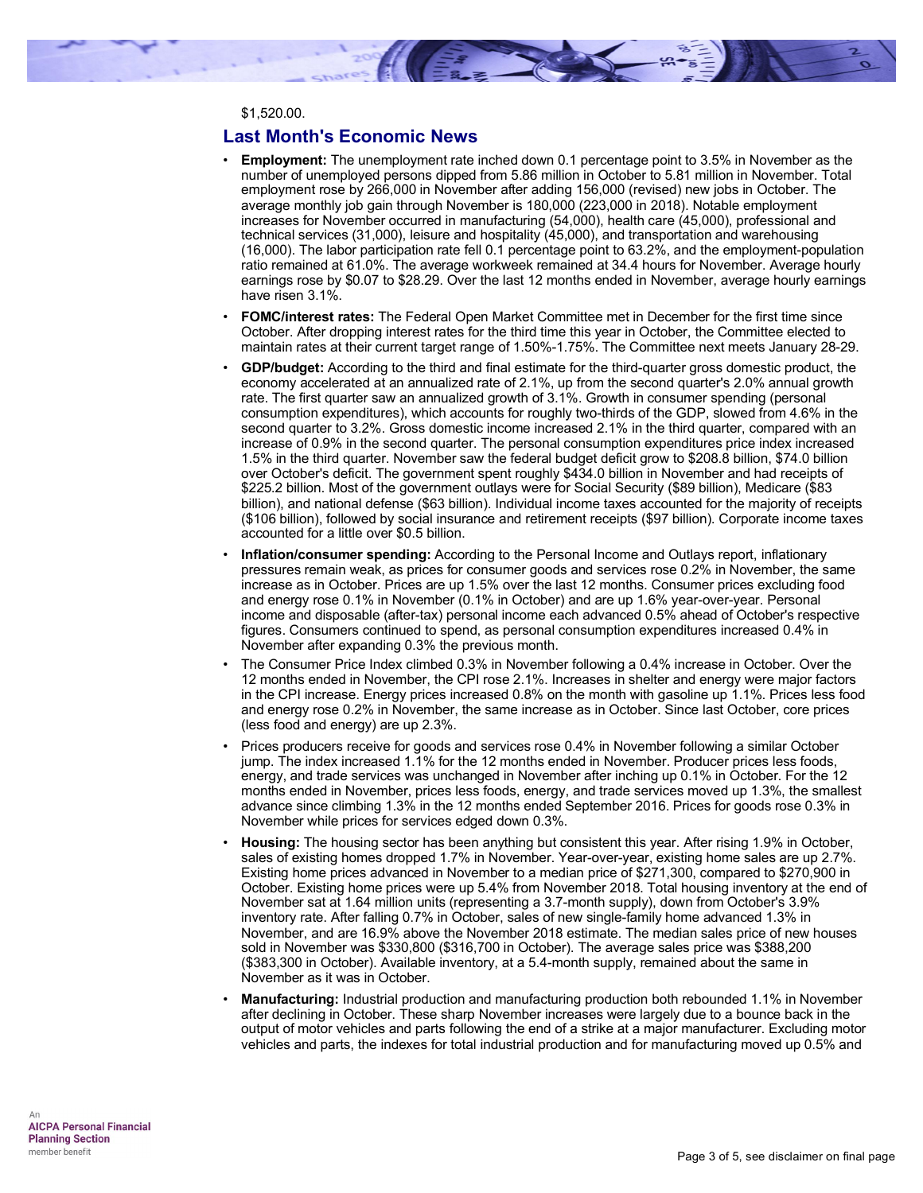$1,520.00.

## Last Month's Economic News

- **Employment:** The unemployment rate inched down 0.1 percentage point to 3.5% in November as the number of unemployed persons dipped from 5.86 million in October to 5.81 million in November. Total employment rose by 266,000 in November after adding 156,000 (revised) new jobs in October. The average monthly job gain through November is 180,000 (223,000 in 2018). Notable employment increases for November occurred in manufacturing (54,000), health care (45,000), professional and technical services (31,000), leisure and hospitality (45,000), and transportation and warehousing (16,000). The labor participation rate fell 0.1 percentage point to 63.2%, and the employment-population ratio remained at 61.0%. The average workweek remained at 34.4 hours for November. Average hourly earnings rose by $0.07 to $28.29. Over the last 12 months ended in November, average hourly earnings have risen 3.1%.
- **FOMC/interest rates:** The Federal Open Market Committee met in December for the first time since October. After dropping interest rates for the third time this year in October, the Committee elected to maintain rates at their current target range of 1.50%-1.75%. The Committee next meets January 28-29.
- **GDP/budget:** According to the third and final estimate for the third-quarter gross domestic product, the economy accelerated at an annualized rate of 2.1%, up from the second quarter's 2.0% annual growth rate. The first quarter saw an annualized growth of 3.1%. Growth in consumer spending (personal consumption expenditures), which accounts for roughly two-thirds of the GDP, slowed from 4.6% in the second quarter to 3.2%. Gross domestic income increased 2.1% in the third quarter, compared with an increase of 0.9% in the second quarter. The personal consumption expenditures price index increased 1.5% in the third quarter. November saw the federal budget deficit grow to $208.8 billion, $74.0 billion over October's deficit. The government spent roughly $434.0 billion in November and had receipts of $225.2 billion. Most of the government outlays were for Social Security ($89 billion), Medicare ($83 billion), and national defense ($63 billion). Individual income taxes accounted for the majority of receipts ($106 billion), followed by social insurance and retirement receipts ($97 billion). Corporate income taxes accounted for a little over $0.5 billion.
- **Inflation/consumer spending:** According to the Personal Income and Outlays report, inflationary pressures remain weak, as prices for consumer goods and services rose 0.2% in November, the same increase as in October. Prices are up 1.5% over the last 12 months. Consumer prices excluding food and energy rose 0.1% in November (0.1% in October) and are up 1.6% year-over-year. Personal income and disposable (after-tax) personal income each advanced 0.5% ahead of October's respective figures. Consumers continued to spend, as personal consumption expenditures increased 0.4% in November after expanding 0.3% the previous month.
- The Consumer Price Index climbed 0.3% in November following a 0.4% increase in October. Over the 12 months ended in November, the CPI rose 2.1%. Increases in shelter and energy were major factors in the CPI increase. Energy prices increased 0.8% on the month with gasoline up 1.1%. Prices less food and energy rose 0.2% in November, the same increase as in October. Since last October, core prices (less food and energy) are up 2.3%.
- Prices producers receive for goods and services rose 0.4% in November following a similar October jump. The index increased 1.1% for the 12 months ended in November. Producer prices less foods, energy, and trade services was unchanged in November after inching up 0.1% in October. For the 12 months ended in November, prices less foods, energy, and trade services moved up 1.3%, the smallest advance since climbing 1.3% in the 12 months ended September 2016. Prices for goods rose 0.3% in November while prices for services edged down 0.3%.
- **Housing:** The housing sector has been anything but consistent this year. After rising 1.9% in October, sales of existing homes dropped 1.7% in November. Year-over-year, existing home sales are up 2.7%. Existing home prices advanced in November to a median price of $271,300, compared to $270,900 in October. Existing home prices were up 5.4% from November 2018. Total housing inventory at the end of November sat at 1.64 million units (representing a 3.7-month supply), down from October's 3.9% inventory rate. After falling 0.7% in October, sales of new single-family home advanced 1.3% in November, and are 16.9% above the November 2018 estimate. The median sales price of new houses sold in November was $330,800 ($316,700 in October). The average sales price was $388,200 ($383,300 in October). Available inventory, at a 5.4-month supply, remained about the same in November as it was in October.
- **Manufacturing:** Industrial production and manufacturing production both rebounded 1.1% in November after declining in October. These sharp November increases were largely due to a bounce back in the output of motor vehicles and parts following the end of a strike at a major manufacturer. Excluding motor vehicles and parts, the indexes for total industrial production and for manufacturing moved up 0.5% and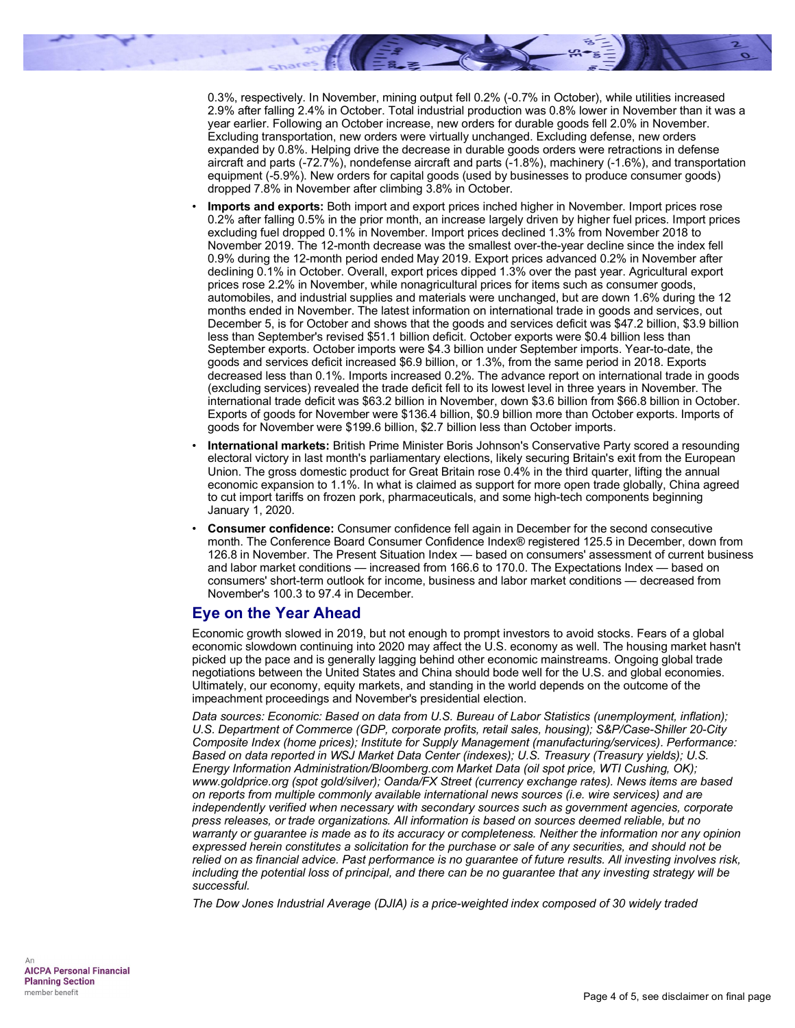0.3%, respectively. In November, mining output fell 0.2% (-0.7% in October), while utilities increased 2.9% after falling 2.4% in October. Total industrial production was 0.8% lower in November than it was a year earlier. Following an October increase, new orders for durable goods fell 2.0% in November. Excluding transportation, new orders were virtually unchanged. Excluding defense, new orders expanded by 0.8%. Helping drive the decrease in durable goods orders were retractions in defense aircraft and parts (-72.7%), nondefense aircraft and parts (-1.8%), machinery (-1.6%), and transportation equipment (-5.9%). New orders for capital goods (used by businesses to produce consumer goods) dropped 7.8% in November after climbing 3.8% in October.

- **Imports and exports:** Both import and export prices inched higher in November. Import prices rose 0.2% after falling 0.5% in the prior month, an increase largely driven by higher fuel prices. Import prices excluding fuel dropped 0.1% in November. Import prices declined 1.3% from November 2018 to November 2019. The 12-month decrease was the smallest over-the-year decline since the index fell 0.9% during the 12-month period ended May 2019. Export prices advanced 0.2% in November after declining 0.1% in October. Overall, export prices dipped 1.3% over the past year. Agricultural export prices rose 2.2% in November, while nonagricultural prices for items such as consumer goods, automobiles, and industrial supplies and materials were unchanged, but are down 1.6% during the 12 months ended in November. The latest information on international trade in goods and services, out December 5, is for October and shows that the goods and services deficit was $47.2 billion, $3.9 billion less than September's revised $51.1 billion deficit. October exports were $0.4 billion less than September exports. October imports were $4.3 billion under September imports. Year-to-date, the goods and services deficit increased $6.9 billion, or 1.3%, from the same period in 2018. Exports decreased less than 0.1%. Imports increased 0.2%. The advance report on international trade in goods (excluding services) revealed the trade deficit fell to its lowest level in three years in November. The international trade deficit was $63.2 billion in November, down $3.6 billion from $66.8 billion in October. Exports of goods for November were $136.4 billion, $0.9 billion more than October exports. Imports of goods for November were $199.6 billion, $2.7 billion less than October imports.
- **International markets:** British Prime Minister Boris Johnson's Conservative Party scored a resounding electoral victory in last month's parliamentary elections, likely securing Britain's exit from the European Union. The gross domestic product for Great Britain rose 0.4% in the third quarter, lifting the annual economic expansion to 1.1%. In what is claimed as support for more open trade globally, China agreed to cut import tariffs on frozen pork, pharmaceuticals, and some high-tech components beginning January 1, 2020.
- **Consumer confidence:** Consumer confidence fell again in December for the second consecutive month. The Conference Board Consumer Confidence Index® registered 125.5 in December, down from 126.8 in November. The Present Situation Index — based on consumers' assessment of current business and labor market conditions — increased from 166.6 to 170.0. The Expectations Index — based on consumers' short-term outlook for income, business and labor market conditions — decreased from November's 100.3 to 97.4 in December.

## Eye on the Year Ahead

Economic growth slowed in 2019, but not enough to prompt investors to avoid stocks. Fears of a global economic slowdown continuing into 2020 may affect the U.S. economy as well. The housing market hasn't picked up the pace and is generally lagging behind other economic mainstreams. Ongoing global trade negotiations between the United States and China should bode well for the U.S. and global economies. Ultimately, our economy, equity markets, and standing in the world depends on the outcome of the impeachment proceedings and November's presidential election.

*Data sources: Economic: Based on data from U.S. Bureau of Labor Statistics (unemployment, inflation); U.S. Department of Commerce (GDP, corporate profits, retail sales, housing); S&P/Case-Shiller 20-City Composite Index (home prices); Institute for Supply Management (manufacturing/services). Performance: Based on data reported in WSJ Market Data Center (indexes); U.S. Treasury (Treasury yields); U.S. Energy Information Administration/Bloomberg.com Market Data (oil spot price, WTI Cushing, OK); www.goldprice.org (spot gold/silver); Oanda/FX Street (currency exchange rates). News items are based on reports from multiple commonly available international news sources (i.e. wire services) and are independently verified when necessary with secondary sources such as government agencies, corporate press releases, or trade organizations. All information is based on sources deemed reliable, but no warranty or guarantee is made as to its accuracy or completeness. Neither the information nor any opinion expressed herein constitutes a solicitation for the purchase or sale of any securities, and should not be relied on as financial advice. Past performance is no guarantee of future results. All investing involves risk, including the potential loss of principal, and there can be no guarantee that any investing strategy will be successful.*

*The Dow Jones Industrial Average (DJIA) is a price-weighted index composed of 30 widely traded*

An
AICPA Personal Financial Planning Section
member benefit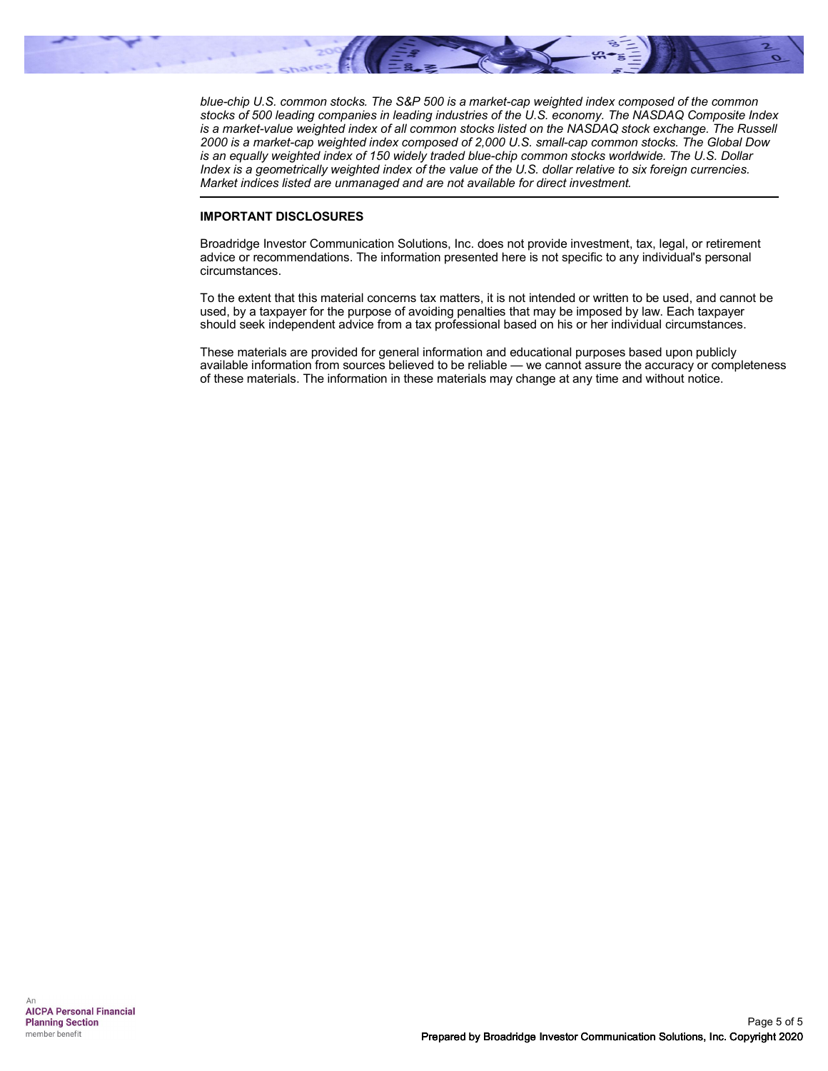*blue-chip U.S. common stocks. The S&P 500 is a market-cap weighted index composed of the common stocks of 500 leading companies in leading industries of the U.S. economy. The NASDAQ Composite Index is a market-value weighted index of all common stocks listed on the NASDAQ stock exchange. The Russell 2000 is a market-cap weighted index composed of 2,000 U.S. small-cap common stocks. The Global Dow is an equally weighted index of 150 widely traded blue-chip common stocks worldwide. The U.S. Dollar Index is a geometrically weighted index of the value of the U.S. dollar relative to six foreign currencies. Market indices listed are unmanaged and are not available for direct investment.*

---

**IMPORTANT DISCLOSURES**

Broadridge Investor Communication Solutions, Inc. does not provide investment, tax, legal, or retirement advice or recommendations. The information presented here is not specific to any individual's personal circumstances.

To the extent that this material concerns tax matters, it is not intended or written to be used, and cannot be used, by a taxpayer for the purpose of avoiding penalties that may be imposed by law. Each taxpayer should seek independent advice from a tax professional based on his or her individual circumstances.

These materials are provided for general information and educational purposes based upon publicly available information from sources believed to be reliable — we cannot assure the accuracy or completeness of these materials. The information in these materials may change at any time and without notice.